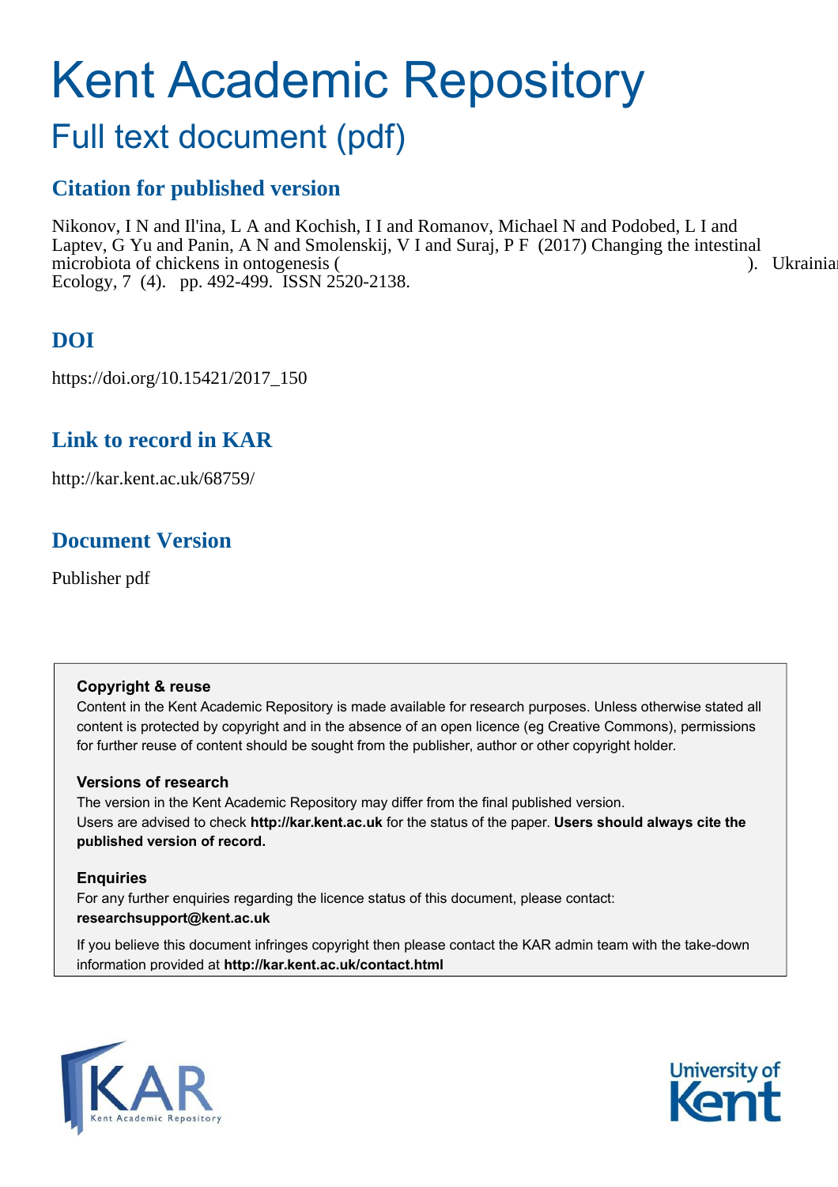# Kent Academic Repository

## Full text document (pdf)

### Citation for published version

Nikonov, I N and Il'ina, L A and Kochish, I I and Romanov, Michael N and Podobed, L I and Laptev, G Yu and Panin, A N and Smolenskij, V I and Suraj, P F (2017) Changing the intestinal microbiota of chickens in ontogenesis ( ). Ukrainian Ecology, 7 (4). pp. 492-499. ISSN 2520-2138.

### DOI

https://doi.org/10.15421/2017_150

### Link to record in KAR

http://kar.kent.ac.uk/68759/

### Document Version

Publisher pdf

**Copyright & reuse**

Content in the Kent Academic Repository is made available for research purposes. Unless otherwise stated all content is protected by copyright and in the absence of an open licence (eg Creative Commons), permissions for further reuse of content should be sought from the publisher, author or other copyright holder.

**Versions of research**

The version in the Kent Academic Repository may differ from the final published version. Users are advised to check **http://kar.kent.ac.uk** for the status of the paper. **Users should always cite the published version of record.**

**Enquiries**

For any further enquiries regarding the licence status of this document, please contact: **researchsupport@kent.ac.uk**

If you believe this document infringes copyright then please contact the KAR admin team with the take-down information provided at **http://kar.kent.ac.uk/contact.html**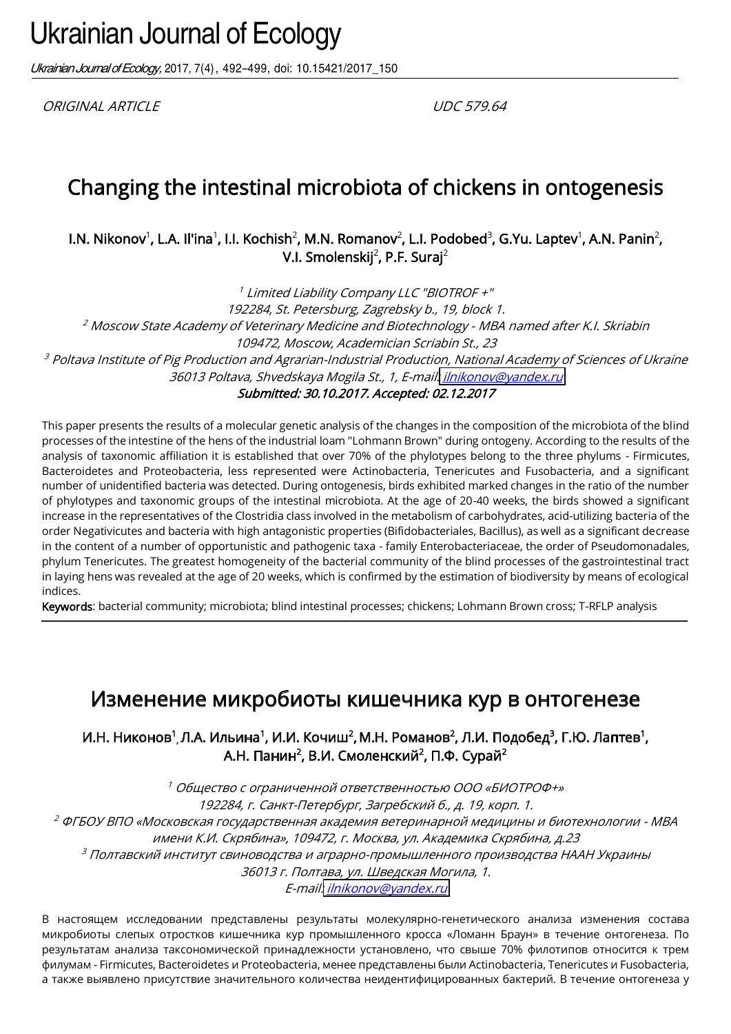# Ukrainian Journal of Ecology

*Ukrainian Journal of Ecology*, 2017, 7(4), 492–499, doi: 10.15421/2017_150

*ORIGINAL ARTICLE* *UDC 579.64*

## Changing the intestinal microbiota of chickens in ontogenesis

**I.N. Nikonov[1], L.A. Il'ina[1], I.I. Kochish[2], M.N. Romanov[2], L.I. Podobed[3], G.Yu. Laptev[1], A.N. Panin[2], V.I. Smolenskij[2], P.F. Suraj[2]**

*[1] Limited Liability Company LLC "BIOTROF +"*
*192284, St. Petersburg, Zagrebsky b., 19, block 1.*
*[2] Moscow State Academy of Veterinary Medicine and Biotechnology - MBA named after K.I. Skriabin*
*109472, Moscow, Academician Scriabin St., 23*
*[3] Poltava Institute of Pig Production and Agrarian-Industrial Production, National Academy of Sciences of Ukraine*
*36013 Poltava, Shvedskaya Mogila St., 1, E-mail: ilnikonov@yandex.ru*
***Submitted: 30.10.2017. Accepted: 02.12.2017***

This paper presents the results of a molecular genetic analysis of the changes in the composition of the microbiota of the blind processes of the intestine of the hens of the industrial loam "Lohmann Brown" during ontogeny. According to the results of the analysis of taxonomic affiliation it is established that over 70% of the phylotypes belong to the three phylums - Firmicutes, Bacteroidetes and Proteobacteria, less represented were Actinobacteria, Tenericutes and Fusobacteria, and a significant number of unidentified bacteria was detected. During ontogenesis, birds exhibited marked changes in the ratio of the number of phylotypes and taxonomic groups of the intestinal microbiota. At the age of 20-40 weeks, the birds showed a significant increase in the representatives of the Clostridia class involved in the metabolism of carbohydrates, acid-utilizing bacteria of the order Negativicutes and bacteria with high antagonistic properties (Bifidobacteriales, Bacillus), as well as a significant decrease in the content of a number of opportunistic and pathogenic taxa - family Enterobacteriaceae, the order of Pseudomonadales, phylum Tenericutes. The greatest homogeneity of the bacterial community of the blind processes of the gastrointestinal tract in laying hens was revealed at the age of 20 weeks, which is confirmed by the estimation of biodiversity by means of ecological indices.

**Keywords**: bacterial community; microbiota; blind intestinal processes; chickens; Lohmann Brown cross; T-RFLP analysis

## Изменение микробиоты кишечника кур в онтогенезе

**И.Н. Никонов[1], Л.А. Ильина[1], И.И. Кочиш[2], М.Н. Романов[2], Л.И. Подобед[3], Г.Ю. Лаптев[1], А.Н. Панин[2], В.И. Смоленский[2], П.Ф. Сурай[2]**

*[1] Общество с ограниченной ответственностью ООО «БИОТРОФ+»*
*192284, г. Санкт-Петербург, Загребский б., д. 19, корп. 1.*
*[2] ФГБОУ ВПО «Московская государственная академия ветеринарной медицины и биотехнологии - МВА имени К.И. Скрябина», 109472, г. Москва, ул. Академика Скрябина, д.23*
*[3] Полтавский институт свиноводства и аграрно-промышленного производства НААН Украины*
*36013 г. Полтава, ул. Шведская Могила, 1.*
*E-mail: ilnikonov@yandex.ru*

В настоящем исследовании представлены результаты молекулярно-генетического анализа изменения состава микробиоты слепых отростков кишечника кур промышленного кросса «Ломанн Браун» в течение онтогенеза. По результатам анализа таксономической принадлежности установлено, что свыше 70% филотипов относится к трем филумам - Firmicutes, Bacteroidetes и Proteobacteria, менее представлены были Actinobacteria, Tenericutes и Fusobacteria, а также выявлено присутствие значительного количества неидентифицированных бактерий. В течение онтогенеза у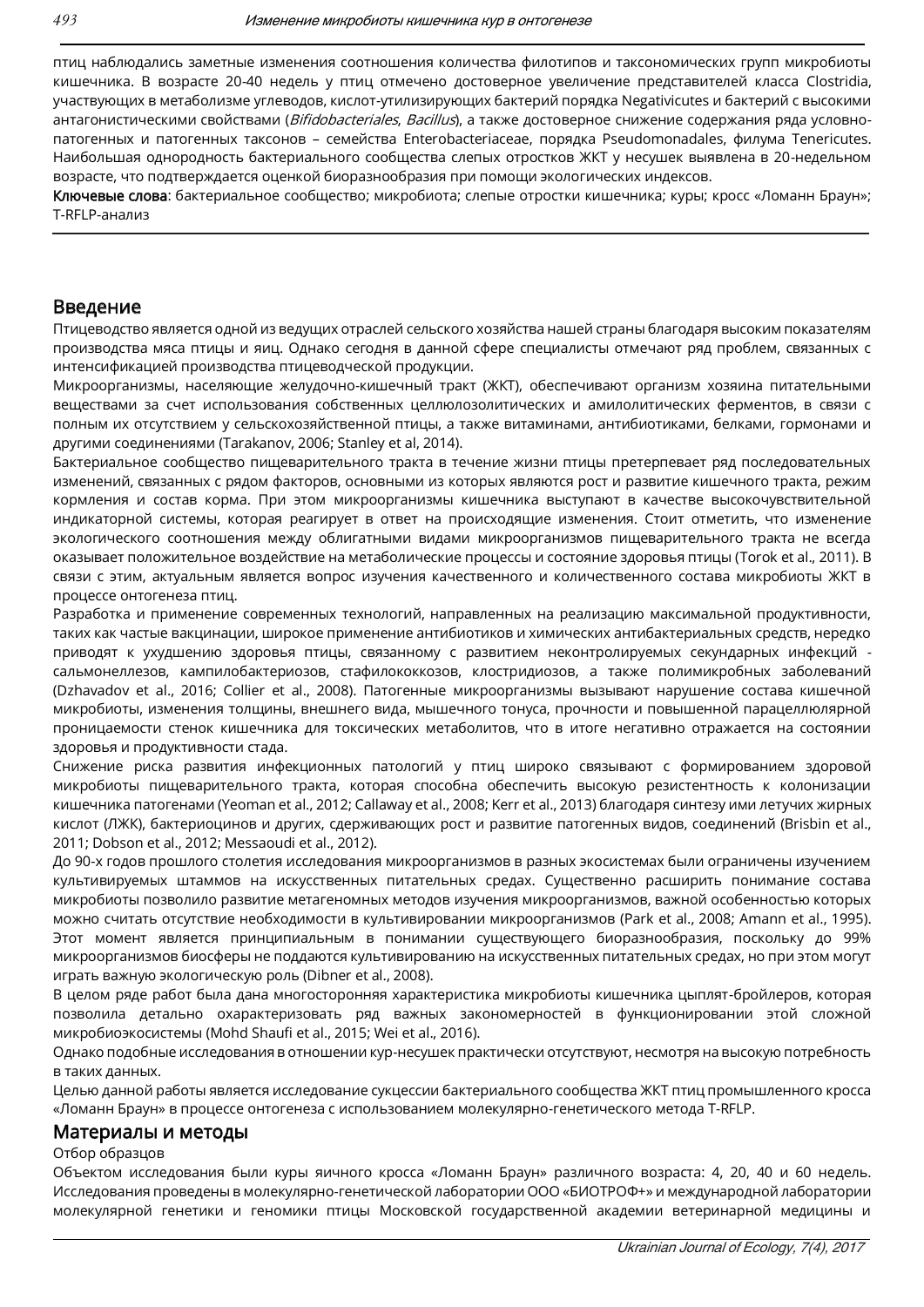птиц наблюдались заметные изменения соотношения количества филотипов и таксономических групп микробиоты кишечника. В возрасте 20-40 недель у птиц отмечено достоверное увеличение представителей класса Clostridia, участвующих в метаболизме углеводов, кислот-утилизирующих бактерий порядка Negativicutes и бактерий с высокими антагонистическими свойствами (*Bifidobacteriales*, *Bacillus*), а также достоверное снижение содержания ряда условно-патогенных и патогенных таксонов – семейства Enterobacteriaceae, порядка Pseudomonadales, филума Tenericutes. Наибольшая однородность бактериального сообщества слепых отростков ЖКТ у несушек выявлена в 20-недельном возрасте, что подтверждается оценкой биоразнообразия при помощи экологических индексов.

**Ключевые слова**: бактериальное сообщество; микробиота; слепые отростки кишечника; куры; кросс «Ломанн Браун»; T-RFLP-анализ

## Введение

Птицеводство является одной из ведущих отраслей сельского хозяйства нашей страны благодаря высоким показателям производства мяса птицы и яиц. Однако сегодня в данной сфере специалисты отмечают ряд проблем, связанных с интенсификацией производства птицеводческой продукции.

Микроорганизмы, населяющие желудочно-кишечный тракт (ЖКТ), обеспечивают организм хозяина питательными веществами за счет использования собственных целлюлозолитических и амилолитических ферментов, в связи с полным их отсутствием у сельскохозяйственной птицы, а также витаминами, антибиотиками, белками, гормонами и другими соединениями (Tarakanov, 2006; Stanley et al, 2014).

Бактериальное сообщество пищеварительного тракта в течение жизни птицы претерпевает ряд последовательных изменений, связанных с рядом факторов, основными из которых являются рост и развитие кишечного тракта, режим кормления и состав корма. При этом микроорганизмы кишечника выступают в качестве высокочувствительной индикаторной системы, которая реагирует в ответ на происходящие изменения. Стоит отметить, что изменение экологического соотношения между облигатными видами микроорганизмов пищеварительного тракта не всегда оказывает положительное воздействие на метаболические процессы и состояние здоровья птицы (Torok et al., 2011). В связи с этим, актуальным является вопрос изучения качественного и количественного состава микробиоты ЖКТ в процессе онтогенеза птиц.

Разработка и применение современных технологий, направленных на реализацию максимальной продуктивности, таких как частые вакцинации, широкое применение антибиотиков и химических антибактериальных средств, нередко приводят к ухудшению здоровья птицы, связанному с развитием неконтролируемых секундарных инфекций - сальмонеллезов, кампилобактериозов, стафилококкозов, клостридиозов, а также полимикробных заболеваний (Dzhavadov et al., 2016; Collier et al., 2008). Патогенные микроорганизмы вызывают нарушение состава кишечной микробиоты, изменения толщины, внешнего вида, мышечного тонуса, прочности и повышенной парацеллюлярной проницаемости стенок кишечника для токсических метаболитов, что в итоге негативно отражается на состоянии здоровья и продуктивности стада.

Снижение риска развития инфекционных патологий у птиц широко связывают с формированием здоровой микробиоты пищеварительного тракта, которая способна обеспечить высокую резистентность к колонизации кишечника патогенами (Yeoman et al., 2012; Callaway et al., 2008; Kerr et al., 2013) благодаря синтезу ими летучих жирных кислот (ЛЖК), бактериоцинов и других, сдерживающих рост и развитие патогенных видов, соединений (Brisbin et al., 2011; Dobson et al., 2012; Messaoudi et al., 2012).

До 90-х годов прошлого столетия исследования микроорганизмов в разных экосистемах были ограничены изучением культивируемых штаммов на искусственных питательных средах. Существенно расширить понимание состава микробиоты позволило развитие метагеномных методов изучения микроорганизмов, важной особенностью которых можно считать отсутствие необходимости в культивировании микроорганизмов (Park et al., 2008; Amann et al., 1995). Этот момент является принципиальным в понимании существующего биоразнообразия, поскольку до 99% микроорганизмов биосферы не поддаются культивированию на искусственных питательных средах, но при этом могут играть важную экологическую роль (Dibner et al., 2008).

В целом ряде работ была дана многосторонняя характеристика микробиоты кишечника цыплят-бройлеров, которая позволила детально охарактеризовать ряд важных закономерностей в функционировании этой сложной микробиоэкосистемы (Mohd Shaufi et al., 2015; Wei et al., 2016).

Однако подобные исследования в отношении кур-несушек практически отсутствуют, несмотря на высокую потребность в таких данных.

Целью данной работы является исследование сукцессии бактериального сообщества ЖКТ птиц промышленного кросса «Ломанн Браун» в процессе онтогенеза с использованием молекулярно-генетического метода T-RFLP.

## Материалы и методы

### Отбор образцов

Объектом исследования были куры яичного кросса «Ломанн Браун» различного возраста: 4, 20, 40 и 60 недель. Исследования проведены в молекулярно-генетической лаборатории ООО «БИОТРОФ+» и международной лаборатории молекулярной генетики и геномики птицы Московской государственной академии ветеринарной медицины и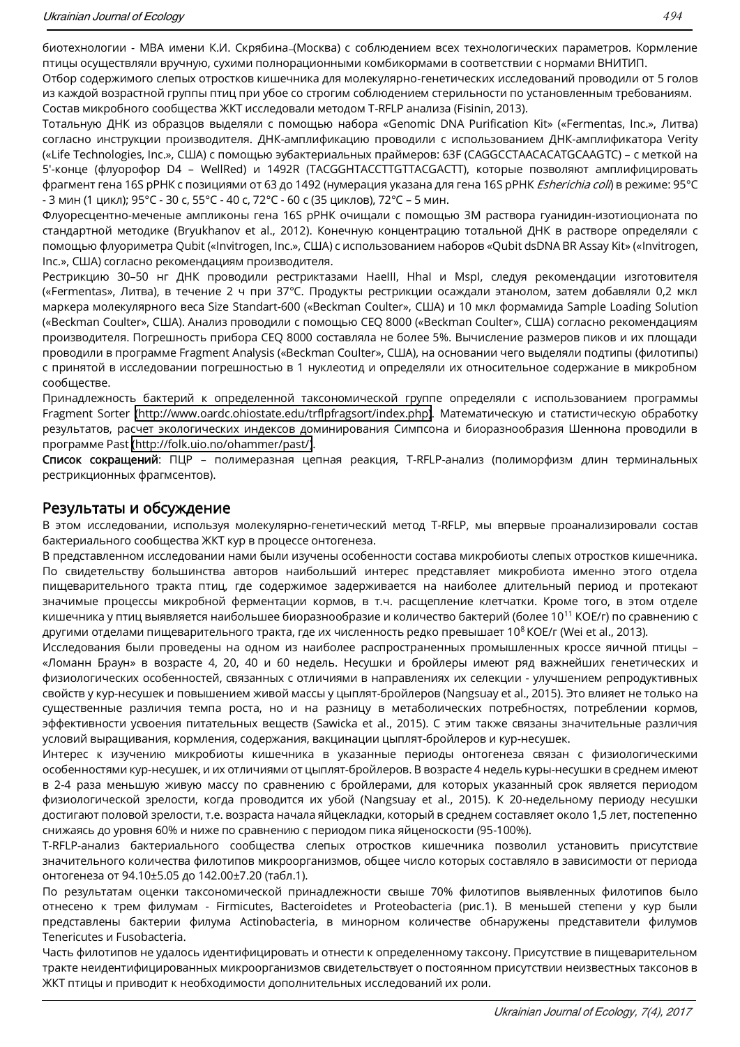биотехнологии - МВА имени К.И. Скрябина (Москва) с соблюдением всех технологических параметров. Кормление птицы осуществляли вручную, сухими полнорационными комбикормами в соответствии с нормами ВНИТИП.

Отбор содержимого слепых отростков кишечника для молекулярно-генетических исследований проводили от 5 голов из каждой возрастной группы птиц при убое со строгим соблюдением стерильности по установленным требованиям.

Состав микробного сообщества ЖКТ исследовали методом T-RFLP анализа (Fisinin, 2013).

Тотальную ДНК из образцов выделяли с помощью набора «Genomic DNA Purification Kit» («Fermentas, Inc.», Литва) согласно инструкции производителя. ДНК-амплификацию проводили с использованием ДНК-амплификатора Verity («Life Technologies, Inc.», США) с помощью эубактериальных праймеров: 63F (CAGGCCTAACACATGCAAGTC) – с меткой на 5'-конце (флуорофор D4 – WellRed) и 1492R (TACGGHTACCTTGTTACGACTT), которые позволяют амплифицировать фрагмент гена 16S рРНК с позициями от 63 до 1492 (нумерация указана для гена 16S рРНК *Esherichia coli*) в режиме: 95°С - 3 мин (1 цикл); 95°С - 30 с, 55°С - 40 с, 72°С - 60 с (35 циклов), 72°С – 5 мин.

Флуоресцентно-меченые ампликоны гена 16S рРНК очищали с помощью 3М раствора гуанидин-изотиоционата по стандартной методике (Bryukhanov et al., 2012). Конечную концентрацию тотальной ДНК в растворе определяли с помощью флуориметра Qubit («Invitrogen, Inc.», США) с использованием наборов «Qubit dsDNA BR Assay Kit» («Invitrogen, Inc.», США) согласно рекомендациям производителя.

Рестрикцию 30–50 нг ДНК проводили рестриктазами HaeIII, HhaI и MspI, следуя рекомендации изготовителя («Fermentas», Литва), в течение 2 ч при 37°С. Продукты рестрикции осаждали этанолом, затем добавляли 0,2 мкл маркера молекулярного веса Size Standart-600 («Beckman Coulter», США) и 10 мкл формамида Sample Loading Solution («Beckman Coulter», США). Анализ проводили с помощью CEQ 8000 («Beckman Coulter», США) согласно рекомендациям производителя. Погрешность прибора CEQ 8000 составляла не более 5%. Вычисление размеров пиков и их площади проводили в программе Fragment Analysis («Beckman Coulter», США), на основании чего выделяли подтипы (филотипы) с принятой в исследовании погрешностью в 1 нуклеотид и определяли их относительное содержание в микробном сообществе.

Принадлежность бактерий к определенной таксономической группе определяли с использованием программы Fragment Sorter (http://www.oardc.ohiostate.edu/trflpfragsort/index.php). Математическую и статистическую обработку результатов, расчет экологических индексов доминирования Симпсона и биоразнообразия Шеннона проводили в программе Past (http://folk.uio.no/ohammer/past/).

**Список сокращений**: ПЦР – полимеразная цепная реакция, T-RFLP-анализ (полиморфизм длин терминальных рестрикционных фрагмсентов).

## Результаты и обсуждение

В этом исследовании, используя молекулярно-генетический метод T-RFLP, мы впервые проанализировали состав бактериального сообщества ЖКТ кур в процессе онтогенеза.

В представленном исследовании нами были изучены особенности состава микробиоты слепых отростков кишечника. По свидетельству большинства авторов наибольший интерес представляет микробиота именно этого отдела пищеварительного тракта птиц, где содержимое задерживается на наиболее длительный период и протекают значимые процессы микробной ферментации кормов, в т.ч. расщепление клетчатки. Кроме того, в этом отделе кишечника у птиц выявляется наибольшее биоразнообразие и количество бактерий (более $10^{11}$ КОЕ/г) по сравнению с другими отделами пищеварительного тракта, где их численность редко превышает $10^{8}$ КОЕ/г (Wei et al., 2013).

Исследования были проведены на одном из наиболее распространенных промышленных кроссе яичной птицы – «Ломанн Браун» в возрасте 4, 20, 40 и 60 недель. Несушки и бройлеры имеют ряд важнейших генетических и физиологических особенностей, связанных с отличиями в направлениях их селекции - улучшением репродуктивных свойств у кур-несушек и повышением живой массы у цыплят-бройлеров (Nangsuay et al., 2015). Это влияет не только на существенные различия темпа роста, но и на разницу в метаболических потребностях, потреблении кормов, эффективности усвоения питательных веществ (Sawicka et al., 2015). С этим также связаны значительные различия условий выращивания, кормления, содержания, вакцинации цыплят-бройлеров и кур-несушек.

Интерес к изучению микробиоты кишечника в указанные периоды онтогенеза связан с физиологическими особенностями кур-несушек, и их отличиями от цыплят-бройлеров. В возрасте 4 недель куры-несушки в среднем имеют в 2-4 раза меньшую живую массу по сравнению с бройлерами, для которых указанный срок является периодом физиологической зрелости, когда проводится их убой (Nangsuay et al., 2015). К 20-недельному периоду несушки достигают половой зрелости, т.е. возраста начала яйцекладки, который в среднем составляет около 1,5 лет, постепенно снижаясь до уровня 60% и ниже по сравнению с периодом пика яйценоскости (95-100%).

T-RFLP-анализ бактериального сообщества слепых отростков кишечника позволил установить присутствие значительного количества филотипов микроорганизмов, общее число которых составляло в зависимости от периода онтогенеза от 94.10±5.05 до 142.00±7.20 (табл.1).

По результатам оценки таксономической принадлежности свыше 70% филотипов выявленных филотипов было отнесено к трем филумам - Firmicutes, Bacteroidetes и Proteobacteria (рис.1). В меньшей степени у кур были представлены бактерии филума Actinobacteria, в минорном количестве обнаружены представители филумов Tenericutes и Fusobacteria.

Часть филотипов не удалось идентифицировать и отнести к определенному таксону. Присутствие в пищеварительном тракте неидентифицированных микроорганизмов свидетельствует о постоянном присутствии неизвестных таксонов в ЖКТ птицы и приводит к необходимости дополнительных исследований их роли.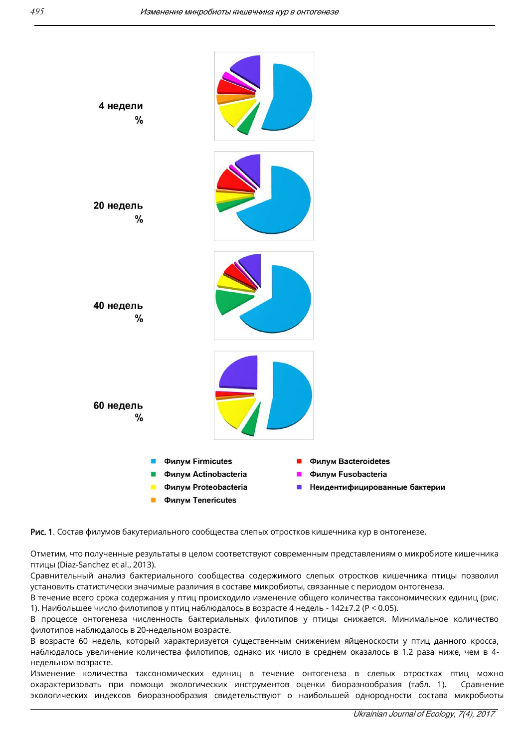4 недели
%

20 недель
%

40 недель
%

60 недель
%

- Филум Firmicutes
- Филум Actinobacteria
- Филум Proteobacteria
- Филум Tenericutes
- Филум Bacteroidetes
- Филум Fusobacteria
- Неидентифицированные бактерии

**Рис. 1**. Состав филумов бакутериального сообщества слепых отростков кишечника кур в онтогенезе.

Отметим, что полученные результаты в целом соответствуют современным представлениям о микробиоте кишечника птицы (Diaz-Sanchez et al., 2013).

Сравнительный анализ бактериального сообщества содержимого слепых отростков кишечника птицы позволил установить статистически значимые различия в составе микробиоты, связанные с периодом онтогенеза.

В течение всего срока содержания у птиц происходило изменение общего количества таксономических единиц (рис. 1). Наибольшее число филотипов у птиц наблюдалось в возрасте 4 недель - 142±7.2 ($P < 0.05$).

В процессе онтогенеза численность бактериальных филотипов у птицы снижается. Минимальное количество филотипов наблюдалось в 20-недельном возрасте.

В возрасте 60 недель, который характеризуется существенным снижением яйценоскости у птиц данного кросса, наблюдалось увеличение количества филотипов, однако их число в среднем оказалось в 1.2 раза ниже, чем в 4-недельном возрасте.

Изменение количества таксономических единиц в течение онтогенеза в слепых отростках птиц можно охарактеризовать при помощи экологических инструментов оценки биоразнообразия (табл. 1). Сравнение экологических индексов биоразнообразия свидетельствуют о наибольшей однородности состава микробиоты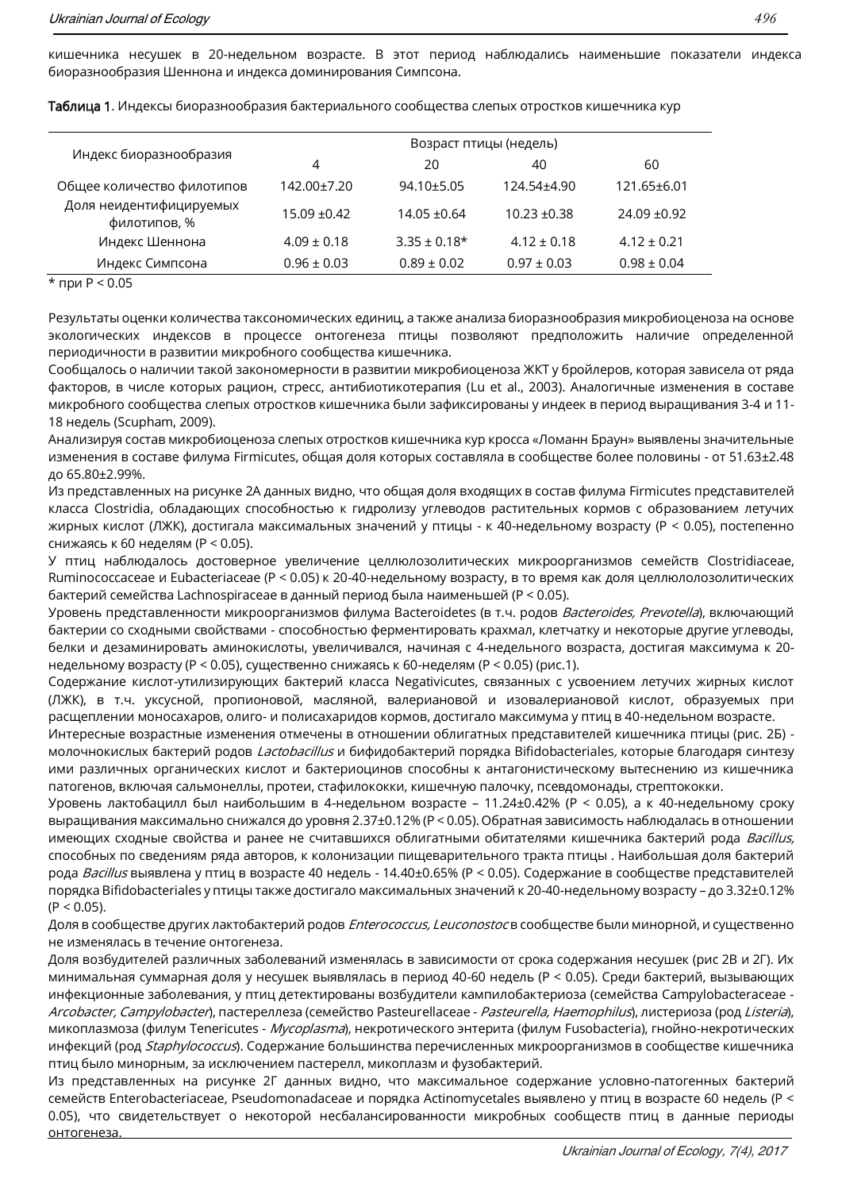кишечника несушек в 20-недельном возрасте. В этот период наблюдались наименьшие показатели индекса биоразнообразия Шеннона и индекса доминирования Симпсона.

**Таблица 1**. Индексы биоразнообразия бактериального сообщества слепых отростков кишечника кур

| Индекс биоразнообразия | Возраст птицы (недель) | | | |
|---|---|---|---|---|
| | 4 | 20 | 40 | 60 |
| Общее количество филотипов | 142.00±7.20 | 94.10±5.05 | 124.54±4.90 | 121.65±6.01 |
| Доля неидентифицируемых филотипов, % | 15.09 ±0.42 | 14.05 ±0.64 | 10.23 ±0.38 | 24.09 ±0.92 |
| Индекс Шеннона | 4.09 ± 0.18 | 3.35 ± 0.18* | 4.12 ± 0.18 | 4.12 ± 0.21 |
| Индекс Симпсона | 0.96 ± 0.03 | 0.89 ± 0.02 | 0.97 ± 0.03 | 0.98 ± 0.04 |

* при $P < 0.05$

Результаты оценки количества таксономических единиц, а также анализа биоразнообразия микробиоценоза на основе экологических индексов в процессе онтогенеза птицы позволяют предположить наличие определенной периодичности в развитии микробного сообщества кишечника.

Сообщалось о наличии такой закономерности в развитии микробиоценоза ЖКТ у бройлеров, которая зависела от ряда факторов, в числе которых рацион, стресс, антибиотикотерапия (Lu et al., 2003). Аналогичные изменения в составе микробного сообщества слепых отростков кишечника были зафиксированы у индеек в период выращивания 3-4 и 11-18 недель (Scupham, 2009).

Анализируя состав микробиоценоза слепых отростков кишечника кур кросса «Ломанн Браун» выявлены значительные изменения в составе филума Firmicutes, общая доля которых составляла в сообществе более половины - от 51.63±2.48 до 65.80±2.99%.

Из представленных на рисунке 2А данных видно, что общая доля входящих в состав филума Firmicutes представителей класса Clostridia, обладающих способностью к гидролизу углеводов растительных кормов с образованием летучих жирных кислот (ЛЖК), достигала максимальных значений у птицы - к 40-недельному возрасту ($P < 0.05$), постепенно снижаясь к 60 неделям ($P < 0.05$).

У птиц наблюдалось достоверное увеличение целлюлозолитических микроорганизмов семейств Clostridiaceae, Ruminococcaceae и Eubacteriaceae ($P < 0.05$) к 20-40-недельному возрасту, в то время как доля целлюлолозолитических бактерий семейства Lachnospiraceae в данный период была наименьшей ($P < 0.05$).

Уровень представленности микроорганизмов филума Bacteroidetes (в т.ч. родов *Bacteroides, Prevotella*), включающий бактерии со сходными свойствами - способностью ферментировать крахмал, клетчатку и некоторые другие углеводы, белки и дезаминировать аминокислоты, увеличивался, начиная с 4-недельного возраста, достигая максимума к 20-недельному возрасту ($P < 0.05$), существенно снижаясь к 60-неделям ($P < 0.05$) (рис.1).

Содержание кислот-утилизирующих бактерий класса Negativicutes, связанных с усвоением летучих жирных кислот (ЛЖК), в т.ч. уксусной, пропионовой, масляной, валериановой и изовалериановой кислот, образуемых при расщеплении моносахаров, олиго- и полисахаридов кормов, достигало максимума у птиц в 40-недельном возрасте.

Интересные возрастные изменения отмечены в отношении облигатных представителей кишечника птицы (рис. 2Б) - молочнокислых бактерий родов *Lactobacillus* и бифидобактерий порядка Bifidobacteriales, которые благодаря синтезу ими различных органических кислот и бактериоцинов способны к антагонистическому вытеснению из кишечника патогенов, включая сальмонеллы, протеи, стафилококки, кишечную палочку, псевдомонады, стрептококки.

Уровень лактобацилл был наибольшим в 4-недельном возрасте – 11.24±0.42% ($P < 0.05$), а к 40-недельному сроку выращивания максимально снижался до уровня 2.37±0.12% ($P < 0.05$). Обратная зависимость наблюдалась в отношении имеющих сходные свойства и ранее не считавшихся облигатными обитателями кишечника бактерий рода *Bacillus,* способных по сведениям ряда авторов, к колонизации пищеварительного тракта птицы . Наибольшая доля бактерий рода *Bacillus* выявлена у птиц в возрасте 40 недель - 14.40±0.65% ($P < 0.05$). Содержание в сообществе представителей порядка Bifidobacteriales у птицы также достигало максимальных значений к 20-40-недельному возрасту – до 3.32±0.12% ($P < 0.05$).

Доля в сообществе других лактобактерий родов *Enterococcus, Leuconostoc* в сообществе были минорной, и существенно не изменялась в течение онтогенеза.

Доля возбудителей различных заболеваний изменялась в зависимости от срока содержания несушек (рис 2В и 2Г). Их минимальная суммарная доля у несушек выявлялась в период 40-60 недель ($P < 0.05$). Среди бактерий, вызывающих инфекционные заболевания, у птиц детектированы возбудители кампилобактериоза (семейства Campylobacteraceae - *Arcobacter, Campylobacter*), пастереллеза (семейство Pasteurellaceae - *Pasteurella, Haemophilus*), листериоза (род *Listeria*), микоплазмоза (филум Tenericutes - *Mycoplasma*), некротического энтерита (филум Fusobacteria), гнойно-некротических инфекций (род *Staphylococcus*). Содержание большинства перечисленных микроорганизмов в сообществе кишечника птиц было минорным, за исключением пастерелл, микоплазм и фузобактерий.

Из представленных на рисунке 2Г данных видно, что максимальное содержание условно-патогенных бактерий семейств Enterobacteriaceae, Pseudomonadaceae и порядка Actinomycetales выявлено у птиц в возрасте 60 недель ($P < 0.05$), что свидетельствует о некоторой несбалансированности микробных сообществ птиц в данные периоды онтогенеза.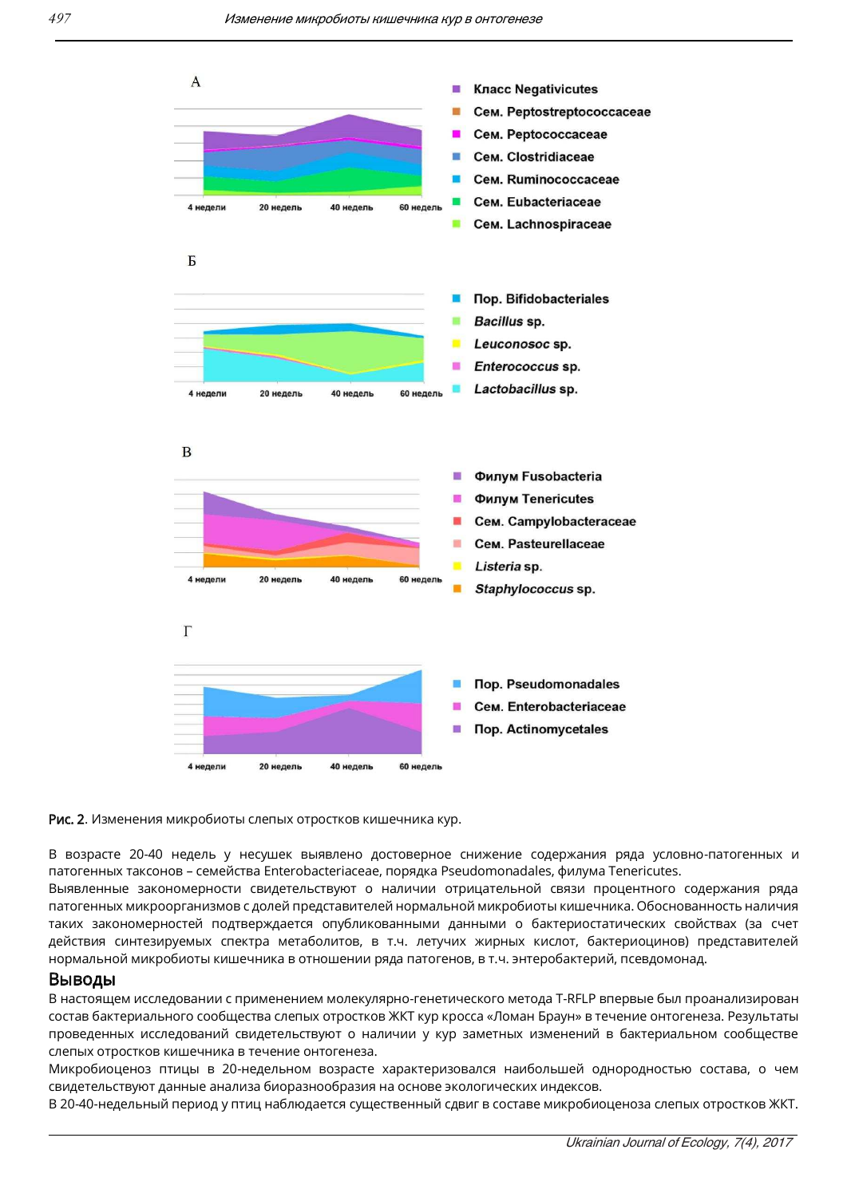A

- Класс Negativicutes
- Сем. Peptostreptococcaceae
- Сем. Peptococcaceae
- Сем. Clostridiaceae
- Сем. Ruminococcaceae
- Сем. Eubacteriaceae
- Сем. Lachnospiraceae

4 недели | 20 недель | 40 недель | 60 недель

Б

- Пор. Bifidobacteriales
- *Bacillus* sp.
- *Leuconosoc* sp.
- *Enterococcus* sp.
- *Lactobacillus* sp.

4 недели | 20 недель | 40 недель | 60 недель

В

- Филум Fusobacteria
- Филум Tenericutes
- Сем. Campylobacteraceae
- Сем. Pasteurellaceae
- *Listeria* sp.
- *Staphylococcus* sp.

4 недели | 20 недель | 40 недель | 60 недель

Г

- Пор. Pseudomonadales
- Сем. Enterobacteriaceae
- Пор. Actinomycetales

4 недели | 20 недель | 40 недель | 60 недель

**Рис. 2.** Изменения микробиоты слепых отростков кишечника кур.

В возрасте 20-40 недель у несушек выявлено достоверное снижение содержания ряда условно-патогенных и патогенных таксонов – семейства Enterobacteriaceae, порядка Pseudomonadales, филума Tenericutes.

Выявленные закономерности свидетельствуют о наличии отрицательной связи процентного содержания ряда патогенных микроорганизмов с долей представителей нормальной микробиоты кишечника. Обоснованность наличия таких закономерностей подтверждается опубликованными данными о бактериостатических свойствах (за счет действия синтезируемых спектра метаболитов, в т.ч. летучих жирных кислот, бактериоцинов) представителей нормальной микробиоты кишечника в отношении ряда патогенов, в т.ч. энтеробактерий, псевдомонад.

## Выводы

В настоящем исследовании с применением молекулярно-генетического метода T-RFLP впервые был проанализирован состав бактериального сообщества слепых отростков ЖКТ кур кросса «Ломан Браун» в течение онтогенеза. Результаты проведенных исследований свидетельствуют о наличии у кур заметных изменений в бактериальном сообществе слепых отростков кишечника в течение онтогенеза.

Микробиоценоз птицы в 20-недельном возрасте характеризовался наибольшей однородностью состава, о чем свидетельствуют данные анализа биоразнообразия на основе экологических индексов.

В 20-40-недельный период у птиц наблюдается существенный сдвиг в составе микробиоценоза слепых отростков ЖКТ.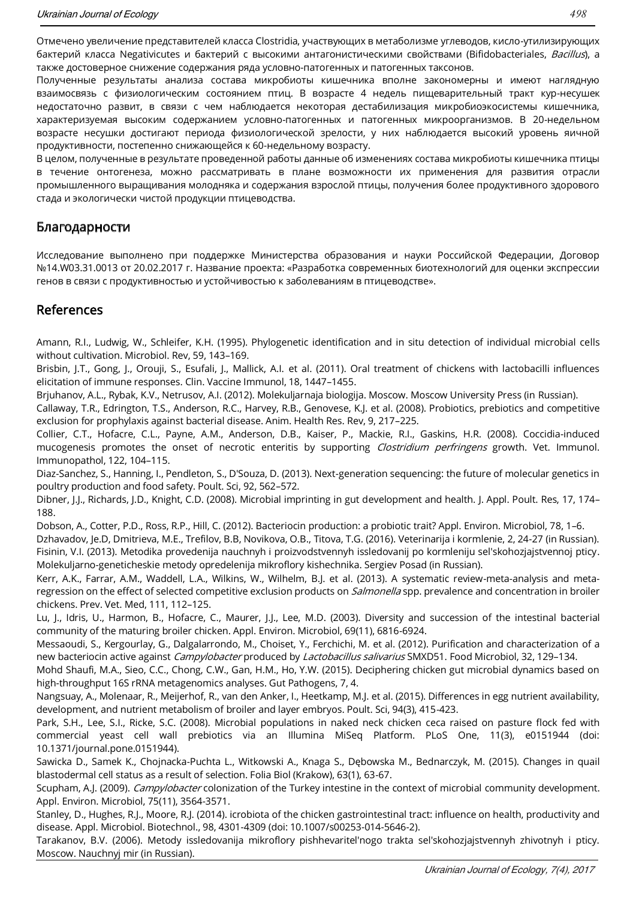Отмечено увеличение представителей класса Clostridia, участвующих в метаболизме углеводов, кисло-утилизирующих бактерий класса Negativicutes и бактерий с высокими антагонистическими свойствами (Bifidobacteriales, *Bacillus*), а также достоверное снижение содержания ряда условно-патогенных и патогенных таксонов.

Полученные результаты анализа состава микробиоты кишечника вполне закономерны и имеют наглядную взаимосвязь с физиологическим состоянием птиц. В возрасте 4 недель пищеварительный тракт кур-несушек недостаточно развит, в связи с чем наблюдается некоторая дестабилизация микробиоэкосистемы кишечника, характеризуемая высоким содержанием условно-патогенных и патогенных микроорганизмов. В 20-недельном возрасте несушки достигают периода физиологической зрелости, у них наблюдается высокий уровень яичной продуктивности, постепенно снижающейся к 60-недельному возрасту.

В целом, полученные в результате проведенной работы данные об изменениях состава микробиоты кишечника птицы в течение онтогенеза, можно рассматривать в плане возможности их применения для развития отрасли промышленного выращивания молодняка и содержания взрослой птицы, получения более продуктивного здорового стада и экологически чистой продукции птицеводства.

## Благодарности

Исследование выполнено при поддержке Министерства образования и науки Российской Федерации, Договор №14.W03.31.0013 от 20.02.2017 г. Название проекта: «Разработка современных биотехнологий для оценки экспрессии генов в связи с продуктивностью и устойчивостью к заболеваниям в птицеводстве».

## References

Amann, R.I., Ludwig, W., Schleifer, K.H. (1995). Phylogenetic identification and in situ detection of individual microbial cells without cultivation. Microbiol. Rev, 59, 143–169.

Brisbin, J.T., Gong, J., Orouji, S., Esufali, J., Mallick, A.I. et al. (2011). Oral treatment of chickens with lactobacilli influences elicitation of immune responses. Clin. Vaccine Immunol, 18, 1447–1455.

Brjuhanov, A.L., Rybak, K.V., Netrusov, A.I. (2012). Molekuljarnaja biologija. Moscow. Moscow University Press (in Russian).

Callaway, T.R., Edrington, T.S., Anderson, R.C., Harvey, R.B., Genovese, K.J. et al. (2008). Probiotics, prebiotics and competitive exclusion for prophylaxis against bacterial disease. Anim. Health Res. Rev, 9, 217–225.

Collier, C.T., Hofacre, C.L., Payne, A.M., Anderson, D.B., Kaiser, P., Mackie, R.I., Gaskins, H.R. (2008). Coccidia-induced mucogenesis promotes the onset of necrotic enteritis by supporting *Clostridium perfringens* growth. Vet. Immunol. Immunopathol, 122, 104–115.

Diaz-Sanchez, S., Hanning, I., Pendleton, S., D'Souza, D. (2013). Next-generation sequencing: the future of molecular genetics in poultry production and food safety. Poult. Sci, 92, 562–572.

Dibner, J.J., Richards, J.D., Knight, C.D. (2008). Microbial imprinting in gut development and health. J. Appl. Poult. Res, 17, 174–188.

Dobson, A., Cotter, P.D., Ross, R.P., Hill, C. (2012). Bacteriocin production: a probiotic trait? Appl. Environ. Microbiol, 78, 1–6.

Dzhavadov, Je.D, Dmitrieva, M.E., Trefilov, B.B, Novikova, O.B., Titova, T.G. (2016). Veterinarija i kormlenie, 2, 24-27 (in Russian).

Fisinin, V.I. (2013). Metodika provedenija nauchnyh i proizvodstvennyh issledovanij po kormleniju sel'skohozjajstvennoj pticy. Molekuljarno-geneticheskie metody opredelenija mikroflory kishechnika. Sergiev Posad (in Russian).

Kerr, A.K., Farrar, A.M., Waddell, L.A., Wilkins, W., Wilhelm, B.J. et al. (2013). A systematic review-meta-analysis and meta-regression on the effect of selected competitive exclusion products on *Salmonella* spp. prevalence and concentration in broiler chickens. Prev. Vet. Med, 111, 112–125.

Lu, J., Idris, U., Harmon, B., Hofacre, C., Maurer, J.J., Lee, M.D. (2003). Diversity and succession of the intestinal bacterial community of the maturing broiler chicken. Appl. Environ. Microbiol, 69(11), 6816-6924.

Messaoudi, S., Kergourlay, G., Dalgalarrondo, M., Choiset, Y., Ferchichi, M. et al. (2012). Purification and characterization of a new bacteriocin active against *Campylobacter* produced by *Lactobacillus salivarius* SMXD51. Food Microbiol, 32, 129–134.

Mohd Shaufi, M.A., Sieo, C.C., Chong, C.W., Gan, H.M., Ho, Y.W. (2015). Deciphering chicken gut microbial dynamics based on high-throughput 16S rRNA metagenomics analyses. Gut Pathogens, 7, 4.

Nangsuay, A., Molenaar, R., Meijerhof, R., van den Anker, I., Heetkamp, M.J. et al. (2015). Differences in egg nutrient availability, development, and nutrient metabolism of broiler and layer embryos. Poult. Sci, 94(3), 415-423.

Park, S.H., Lee, S.I., Ricke, S.C. (2008). Microbial populations in naked neck chicken ceca raised on pasture flock fed with commercial yeast cell wall prebiotics via an Illumina MiSeq Platform. PLoS One, 11(3), e0151944 (doi: 10.1371/journal.pone.0151944).

Sawicka D., Samek K., Chojnacka-Puchta L., Witkowski A., Knaga S., Dębowska M., Bednarczyk, M. (2015). Changes in quail blastodermal cell status as a result of selection. Folia Biol (Krakow), 63(1), 63-67.

Scupham, A.J. (2009). *Campylobacter* colonization of the Turkey intestine in the context of microbial community development. Appl. Environ. Microbiol, 75(11), 3564-3571.

Stanley, D., Hughes, R.J., Moore, R.J. (2014). icrobiota of the chicken gastrointestinal tract: influence on health, productivity and disease. Appl. Microbiol. Biotechnol., 98, 4301-4309 (doi: 10.1007/s00253-014-5646-2).

Tarakanov, B.V. (2006). Metody issledovanija mikroflory pishhevaritel'nogo trakta sel'skohozjajstvennyh zhivotnyh i pticy. Moscow. Nauchnyj mir (in Russian).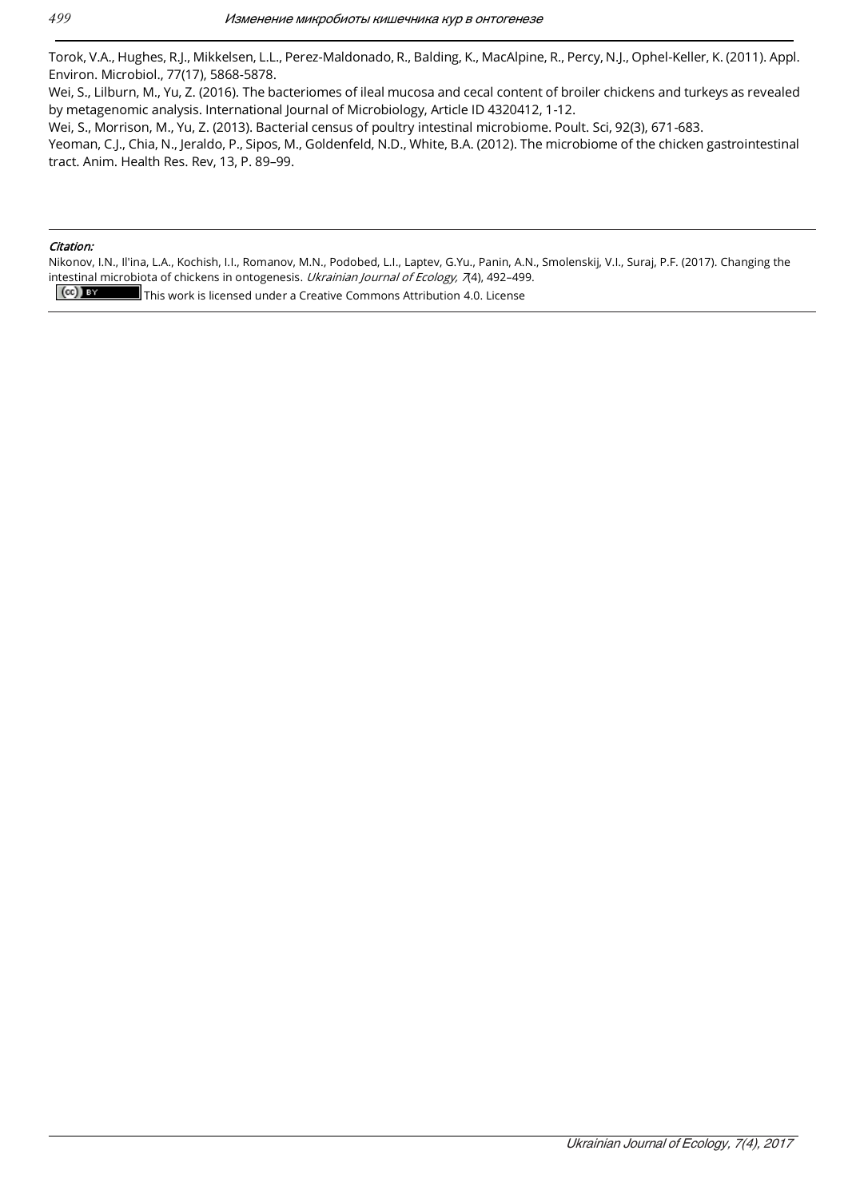Torok, V.A., Hughes, R.J., Mikkelsen, L.L., Perez-Maldonado, R., Balding, K., MacAlpine, R., Percy, N.J., Ophel-Keller, K. (2011). Appl. Environ. Microbiol., 77(17), 5868-5878.

Wei, S., Lilburn, M., Yu, Z. (2016). The bacteriomes of ileal mucosa and cecal content of broiler chickens and turkeys as revealed by metagenomic analysis. International Journal of Microbiology, Article ID 4320412, 1-12.

Wei, S., Morrison, M., Yu, Z. (2013). Bacterial census of poultry intestinal microbiome. Poult. Sci, 92(3), 671-683.

Yeoman, C.J., Chia, N., Jeraldo, P., Sipos, M., Goldenfeld, N.D., White, B.A. (2012). The microbiome of the chicken gastrointestinal tract. Anim. Health Res. Rev, 13, P. 89–99.

***Citation:***

Nikonov, I.N., Il'ina, L.A., Kochish, I.I., Romanov, M.N., Podobed, L.I., Laptev, G.Yu., Panin, A.N., Smolenskij, V.I., Suraj, P.F. (2017). Changing the intestinal microbiota of chickens in ontogenesis. *Ukrainian Journal of Ecology, 7*(4), 492–499.

This work is licensed under a Creative Commons Attribution 4.0. License